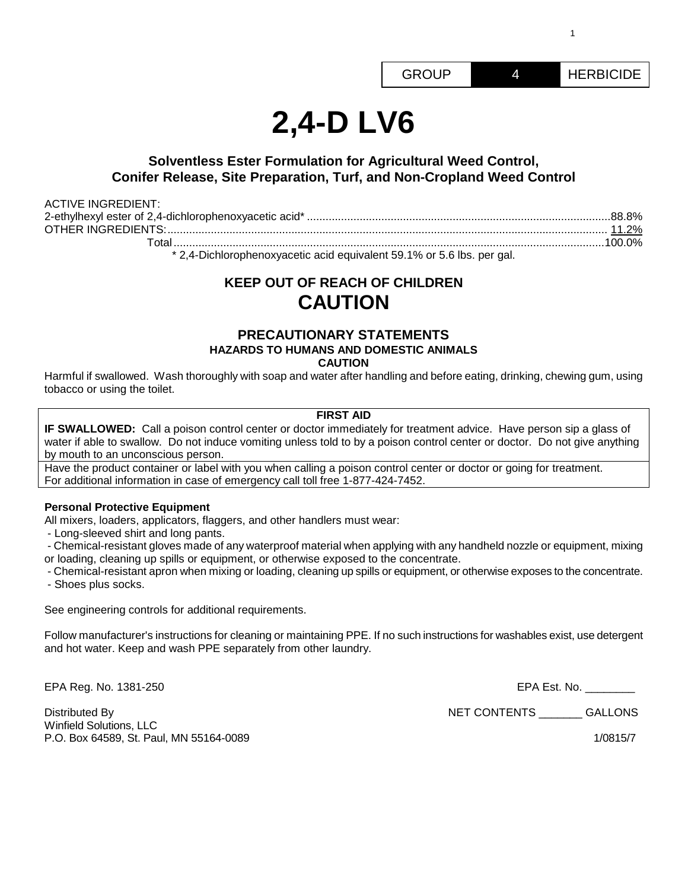| GROUP | 4 | HERBICIDE |
|---|---|---|

# 2,4-D LV6

## Solventless Ester Formulation for Agricultural Weed Control, Conifer Release, Site Preparation, Turf, and Non-Cropland Weed Control

ACTIVE INGREDIENT:
2-ethylhexyl ester of 2,4-dichlorophenoxyacetic acid* ........................................ 88.8%
OTHER INGREDIENTS: ........................................ 11.2%
Total ........................................ 100.0%

\* 2,4-Dichlorophenoxyacetic acid equivalent 59.1% or 5.6 lbs. per gal.

## KEEP OUT OF REACH OF CHILDREN
## CAUTION

## PRECAUTIONARY STATEMENTS
### HAZARDS TO HUMANS AND DOMESTIC ANIMALS
**CAUTION**

Harmful if swallowed. Wash thoroughly with soap and water after handling and before eating, drinking, chewing gum, using tobacco or using the toilet.

| FIRST AID |
|---|
| **IF SWALLOWED:** Call a poison control center or doctor immediately for treatment advice. Have person sip a glass of water if able to swallow. Do not induce vomiting unless told to by a poison control center or doctor. Do not give anything by mouth to an unconscious person. |
| Have the product container or label with you when calling a poison control center or doctor or going for treatment. For additional information in case of emergency call toll free 1-877-424-7452. |

**Personal Protective Equipment**

All mixers, loaders, applicators, flaggers, and other handlers must wear:

- Long-sleeved shirt and long pants.
- Chemical-resistant gloves made of any waterproof material when applying with any handheld nozzle or equipment, mixing or loading, cleaning up spills or equipment, or otherwise exposed to the concentrate.
- Chemical-resistant apron when mixing or loading, cleaning up spills or equipment, or otherwise exposes to the concentrate.
- Shoes plus socks.

See engineering controls for additional requirements.

Follow manufacturer's instructions for cleaning or maintaining PPE. If no such instructions for washables exist, use detergent and hot water. Keep and wash PPE separately from other laundry.

EPA Reg. No. 1381-250

EPA Est. No. ________

Distributed By
Winfield Solutions, LLC
P.O. Box 64589, St. Paul, MN 55164-0089

NET CONTENTS _______ GALLONS

1/0815/7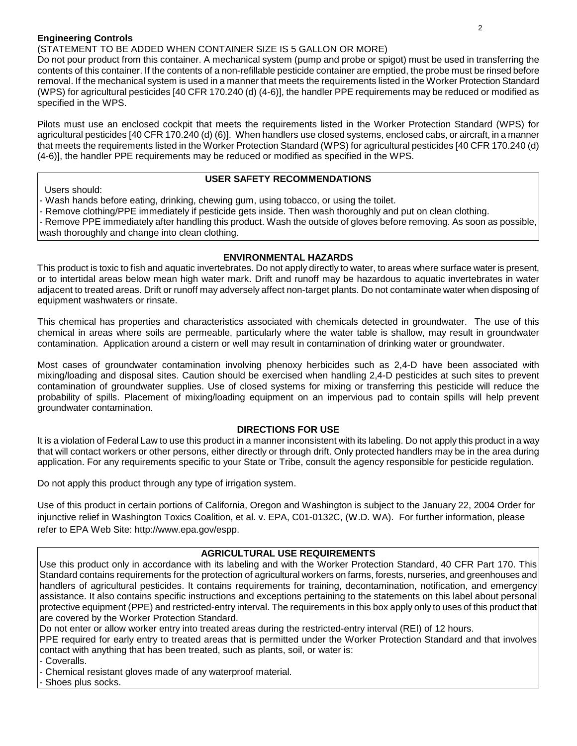**Engineering Controls**

(STATEMENT TO BE ADDED WHEN CONTAINER SIZE IS 5 GALLON OR MORE)

Do not pour product from this container. A mechanical system (pump and probe or spigot) must be used in transferring the contents of this container. If the contents of a non-refillable pesticide container are emptied, the probe must be rinsed before removal. If the mechanical system is used in a manner that meets the requirements listed in the Worker Protection Standard (WPS) for agricultural pesticides [40 CFR 170.240 (d) (4-6)], the handler PPE requirements may be reduced or modified as specified in the WPS.

Pilots must use an enclosed cockpit that meets the requirements listed in the Worker Protection Standard (WPS) for agricultural pesticides [40 CFR 170.240 (d) (6)]. When handlers use closed systems, enclosed cabs, or aircraft, in a manner that meets the requirements listed in the Worker Protection Standard (WPS) for agricultural pesticides [40 CFR 170.240 (d) (4-6)], the handler PPE requirements may be reduced or modified as specified in the WPS.

**USER SAFETY RECOMMENDATIONS**

Users should:

- Wash hands before eating, drinking, chewing gum, using tobacco, or using the toilet.
- Remove clothing/PPE immediately if pesticide gets inside. Then wash thoroughly and put on clean clothing.
- Remove PPE immediately after handling this product. Wash the outside of gloves before removing. As soon as possible, wash thoroughly and change into clean clothing.

**ENVIRONMENTAL HAZARDS**

This product is toxic to fish and aquatic invertebrates. Do not apply directly to water, to areas where surface water is present, or to intertidal areas below mean high water mark. Drift and runoff may be hazardous to aquatic invertebrates in water adjacent to treated areas. Drift or runoff may adversely affect non-target plants. Do not contaminate water when disposing of equipment washwaters or rinsate.

This chemical has properties and characteristics associated with chemicals detected in groundwater. The use of this chemical in areas where soils are permeable, particularly where the water table is shallow, may result in groundwater contamination. Application around a cistern or well may result in contamination of drinking water or groundwater.

Most cases of groundwater contamination involving phenoxy herbicides such as 2,4-D have been associated with mixing/loading and disposal sites. Caution should be exercised when handling 2,4-D pesticides at such sites to prevent contamination of groundwater supplies. Use of closed systems for mixing or transferring this pesticide will reduce the probability of spills. Placement of mixing/loading equipment on an impervious pad to contain spills will help prevent groundwater contamination.

**DIRECTIONS FOR USE**

It is a violation of Federal Law to use this product in a manner inconsistent with its labeling. Do not apply this product in a way that will contact workers or other persons, either directly or through drift. Only protected handlers may be in the area during application. For any requirements specific to your State or Tribe, consult the agency responsible for pesticide regulation.

Do not apply this product through any type of irrigation system.

Use of this product in certain portions of California, Oregon and Washington is subject to the January 22, 2004 Order for injunctive relief in Washington Toxics Coalition, et al. v. EPA, C01-0132C, (W.D. WA). For further information, please refer to EPA Web Site: http://www.epa.gov/espp.

**AGRICULTURAL USE REQUIREMENTS**

Use this product only in accordance with its labeling and with the Worker Protection Standard, 40 CFR Part 170. This Standard contains requirements for the protection of agricultural workers on farms, forests, nurseries, and greenhouses and handlers of agricultural pesticides. It contains requirements for training, decontamination, notification, and emergency assistance. It also contains specific instructions and exceptions pertaining to the statements on this label about personal protective equipment (PPE) and restricted-entry interval. The requirements in this box apply only to uses of this product that are covered by the Worker Protection Standard.

Do not enter or allow worker entry into treated areas during the restricted-entry interval (REI) of 12 hours.

PPE required for early entry to treated areas that is permitted under the Worker Protection Standard and that involves contact with anything that has been treated, such as plants, soil, or water is:

- Coveralls.
- Chemical resistant gloves made of any waterproof material.
- Shoes plus socks.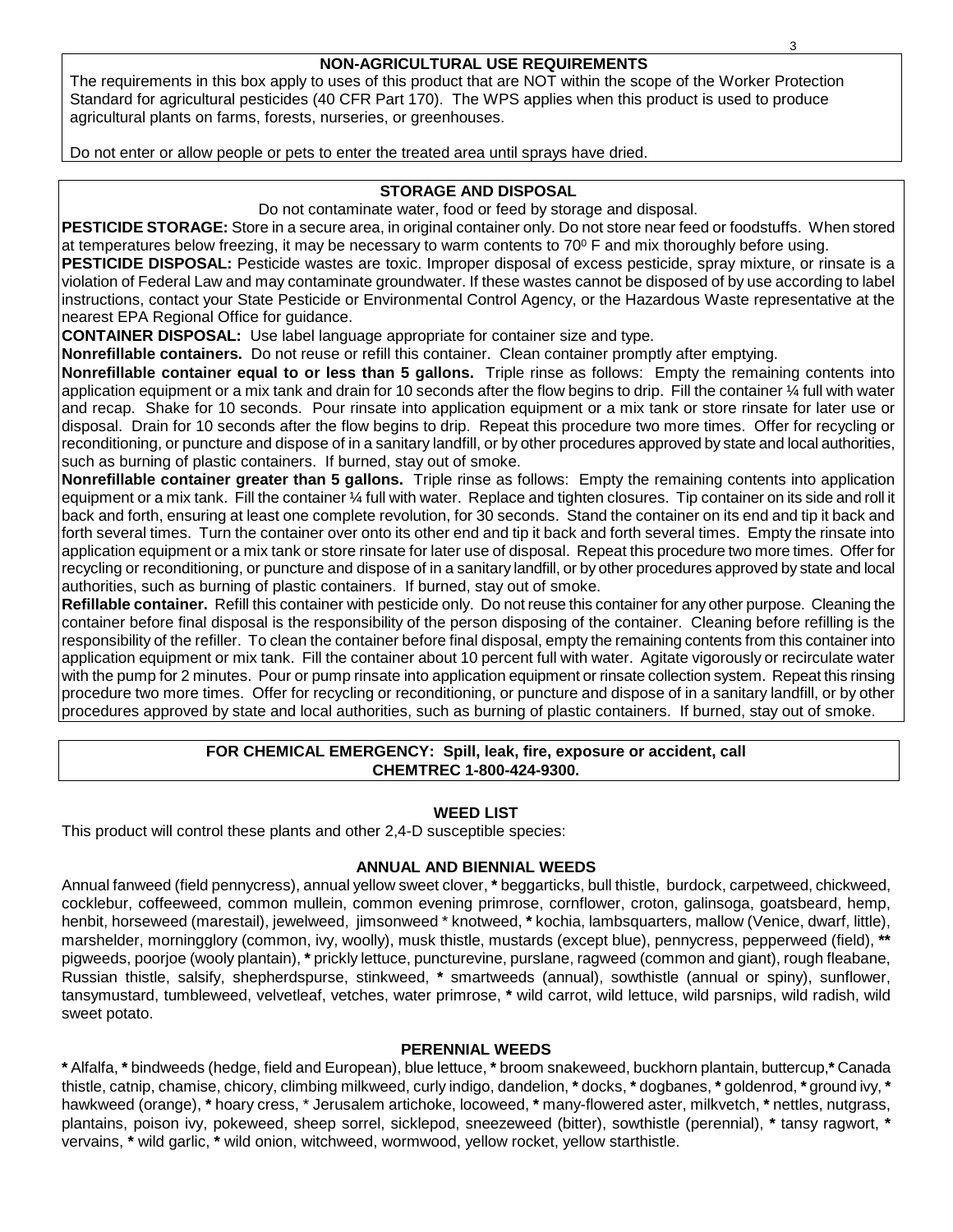## NON-AGRICULTURAL USE REQUIREMENTS

The requirements in this box apply to uses of this product that are NOT within the scope of the Worker Protection Standard for agricultural pesticides (40 CFR Part 170). The WPS applies when this product is used to produce agricultural plants on farms, forests, nurseries, or greenhouses.

Do not enter or allow people or pets to enter the treated area until sprays have dried.

## STORAGE AND DISPOSAL

Do not contaminate water, food or feed by storage and disposal.

**PESTICIDE STORAGE:** Store in a secure area, in original container only. Do not store near feed or foodstuffs. When stored at temperatures below freezing, it may be necessary to warm contents to 70⁰ F and mix thoroughly before using.

**PESTICIDE DISPOSAL:** Pesticide wastes are toxic. Improper disposal of excess pesticide, spray mixture, or rinsate is a violation of Federal Law and may contaminate groundwater. If these wastes cannot be disposed of by use according to label instructions, contact your State Pesticide or Environmental Control Agency, or the Hazardous Waste representative at the nearest EPA Regional Office for guidance.

**CONTAINER DISPOSAL:** Use label language appropriate for container size and type.

**Nonrefillable containers.** Do not reuse or refill this container. Clean container promptly after emptying.

**Nonrefillable container equal to or less than 5 gallons.** Triple rinse as follows: Empty the remaining contents into application equipment or a mix tank and drain for 10 seconds after the flow begins to drip. Fill the container ¼ full with water and recap. Shake for 10 seconds. Pour rinsate into application equipment or a mix tank or store rinsate for later use or disposal. Drain for 10 seconds after the flow begins to drip. Repeat this procedure two more times. Offer for recycling or reconditioning, or puncture and dispose of in a sanitary landfill, or by other procedures approved by state and local authorities, such as burning of plastic containers. If burned, stay out of smoke.

**Nonrefillable container greater than 5 gallons.** Triple rinse as follows: Empty the remaining contents into application equipment or a mix tank. Fill the container ¼ full with water. Replace and tighten closures. Tip container on its side and roll it back and forth, ensuring at least one complete revolution, for 30 seconds. Stand the container on its end and tip it back and forth several times. Turn the container over onto its other end and tip it back and forth several times. Empty the rinsate into application equipment or a mix tank or store rinsate for later use of disposal. Repeat this procedure two more times. Offer for recycling or reconditioning, or puncture and dispose of in a sanitary landfill, or by other procedures approved by state and local authorities, such as burning of plastic containers. If burned, stay out of smoke.

**Refillable container.** Refill this container with pesticide only. Do not reuse this container for any other purpose. Cleaning the container before final disposal is the responsibility of the person disposing of the container. Cleaning before refilling is the responsibility of the refiller. To clean the container before final disposal, empty the remaining contents from this container into application equipment or mix tank. Fill the container about 10 percent full with water. Agitate vigorously or recirculate water with the pump for 2 minutes. Pour or pump rinsate into application equipment or rinsate collection system. Repeat this rinsing procedure two more times. Offer for recycling or reconditioning, or puncture and dispose of in a sanitary landfill, or by other procedures approved by state and local authorities, such as burning of plastic containers. If burned, stay out of smoke.

**FOR CHEMICAL EMERGENCY: Spill, leak, fire, exposure or accident, call CHEMTREC 1-800-424-9300.**

## WEED LIST

This product will control these plants and other 2,4-D susceptible species:

### ANNUAL AND BIENNIAL WEEDS

Annual fanweed (field pennycress), annual yellow sweet clover, * beggarticks, bull thistle, burdock, carpetweed, chickweed, cocklebur, coffeeweed, common mullein, common evening primrose, cornflower, croton, galinsoga, goatsbeard, hemp, henbit, horseweed (marestail), jewelweed, jimsonweed * knotweed, * kochia, lambsquarters, mallow (Venice, dwarf, little), marshelder, morningglory (common, ivy, woolly), musk thistle, mustards (except blue), pennycress, pepperweed (field), ** pigweeds, poorjoe (wooly plantain), * prickly lettuce, puncturevine, purslane, ragweed (common and giant), rough fleabane, Russian thistle, salsify, shepherdspurse, stinkweed, * smartweeds (annual), sowthistle (annual or spiny), sunflower, tansymustard, tumbleweed, velvetleaf, vetches, water primrose, * wild carrot, wild lettuce, wild parsnips, wild radish, wild sweet potato.

### PERENNIAL WEEDS

* Alfalfa, * bindweeds (hedge, field and European), blue lettuce, * broom snakeweed, buckhorn plantain, buttercup,* Canada thistle, catnip, chamise, chicory, climbing milkweed, curly indigo, dandelion, * docks, * dogbanes, * goldenrod, * ground ivy, * hawkweed (orange), * hoary cress, * Jerusalem artichoke, locoweed, * many-flowered aster, milkvetch, * nettles, nutgrass, plantains, poison ivy, pokeweed, sheep sorrel, sicklepod, sneezeweed (bitter), sowthistle (perennial), * tansy ragwort, * vervains, * wild garlic, * wild onion, witchweed, wormwood, yellow rocket, yellow starthistle.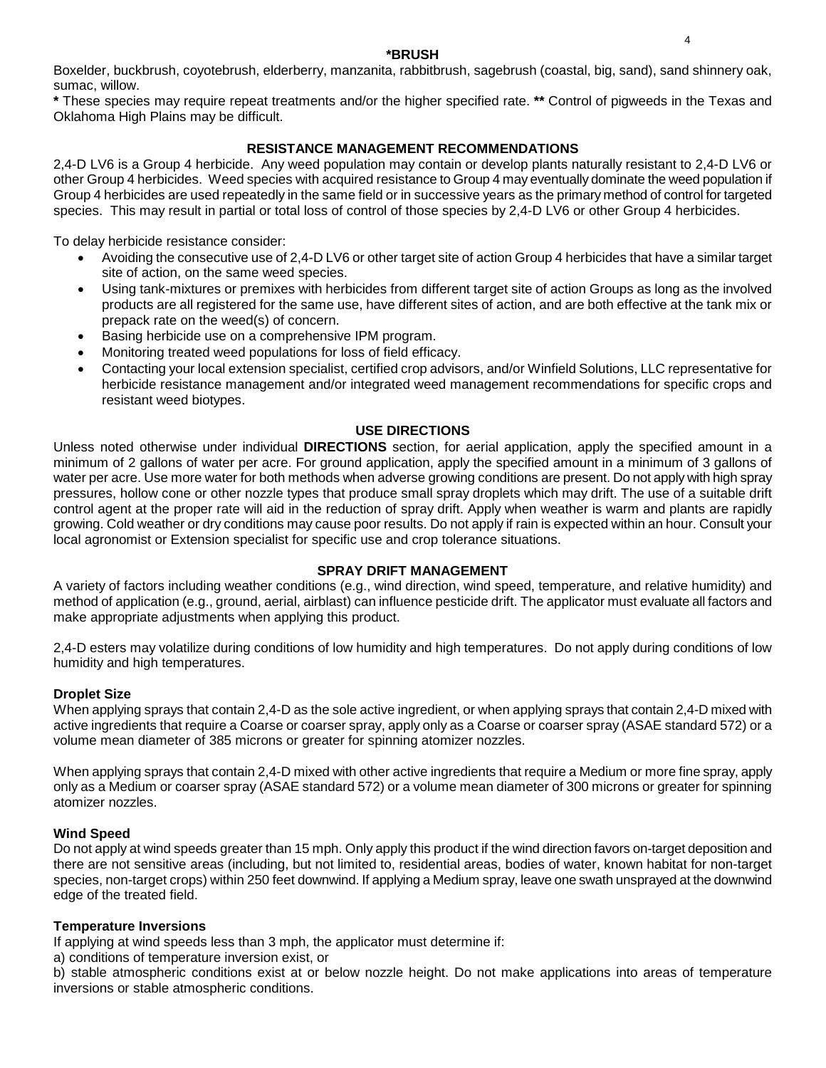### *BRUSH

Boxelder, buckbrush, coyotebrush, elderberry, manzanita, rabbitbrush, sagebrush (coastal, big, sand), sand shinnery oak, sumac, willow.

**\*** These species may require repeat treatments and/or the higher specified rate. **\*\*** Control of pigweeds in the Texas and Oklahoma High Plains may be difficult.

## RESISTANCE MANAGEMENT RECOMMENDATIONS

2,4-D LV6 is a Group 4 herbicide. Any weed population may contain or develop plants naturally resistant to 2,4-D LV6 or other Group 4 herbicides. Weed species with acquired resistance to Group 4 may eventually dominate the weed population if Group 4 herbicides are used repeatedly in the same field or in successive years as the primary method of control for targeted species. This may result in partial or total loss of control of those species by 2,4-D LV6 or other Group 4 herbicides.

To delay herbicide resistance consider:

- Avoiding the consecutive use of 2,4-D LV6 or other target site of action Group 4 herbicides that have a similar target site of action, on the same weed species.
- Using tank-mixtures or premixes with herbicides from different target site of action Groups as long as the involved products are all registered for the same use, have different sites of action, and are both effective at the tank mix or prepack rate on the weed(s) of concern.
- Basing herbicide use on a comprehensive IPM program.
- Monitoring treated weed populations for loss of field efficacy.
- Contacting your local extension specialist, certified crop advisors, and/or Winfield Solutions, LLC representative for herbicide resistance management and/or integrated weed management recommendations for specific crops and resistant weed biotypes.

## USE DIRECTIONS

Unless noted otherwise under individual **DIRECTIONS** section, for aerial application, apply the specified amount in a minimum of 2 gallons of water per acre. For ground application, apply the specified amount in a minimum of 3 gallons of water per acre. Use more water for both methods when adverse growing conditions are present. Do not apply with high spray pressures, hollow cone or other nozzle types that produce small spray droplets which may drift. The use of a suitable drift control agent at the proper rate will aid in the reduction of spray drift. Apply when weather is warm and plants are rapidly growing. Cold weather or dry conditions may cause poor results. Do not apply if rain is expected within an hour. Consult your local agronomist or Extension specialist for specific use and crop tolerance situations.

## SPRAY DRIFT MANAGEMENT

A variety of factors including weather conditions (e.g., wind direction, wind speed, temperature, and relative humidity) and method of application (e.g., ground, aerial, airblast) can influence pesticide drift. The applicator must evaluate all factors and make appropriate adjustments when applying this product.

2,4-D esters may volatilize during conditions of low humidity and high temperatures. Do not apply during conditions of low humidity and high temperatures.

### Droplet Size

When applying sprays that contain 2,4-D as the sole active ingredient, or when applying sprays that contain 2,4-D mixed with active ingredients that require a Coarse or coarser spray, apply only as a Coarse or coarser spray (ASAE standard 572) or a volume mean diameter of 385 microns or greater for spinning atomizer nozzles.

When applying sprays that contain 2,4-D mixed with other active ingredients that require a Medium or more fine spray, apply only as a Medium or coarser spray (ASAE standard 572) or a volume mean diameter of 300 microns or greater for spinning atomizer nozzles.

### Wind Speed

Do not apply at wind speeds greater than 15 mph. Only apply this product if the wind direction favors on-target deposition and there are not sensitive areas (including, but not limited to, residential areas, bodies of water, known habitat for non-target species, non-target crops) within 250 feet downwind. If applying a Medium spray, leave one swath unsprayed at the downwind edge of the treated field.

### Temperature Inversions

If applying at wind speeds less than 3 mph, the applicator must determine if:

a) conditions of temperature inversion exist, or

b) stable atmospheric conditions exist at or below nozzle height. Do not make applications into areas of temperature inversions or stable atmospheric conditions.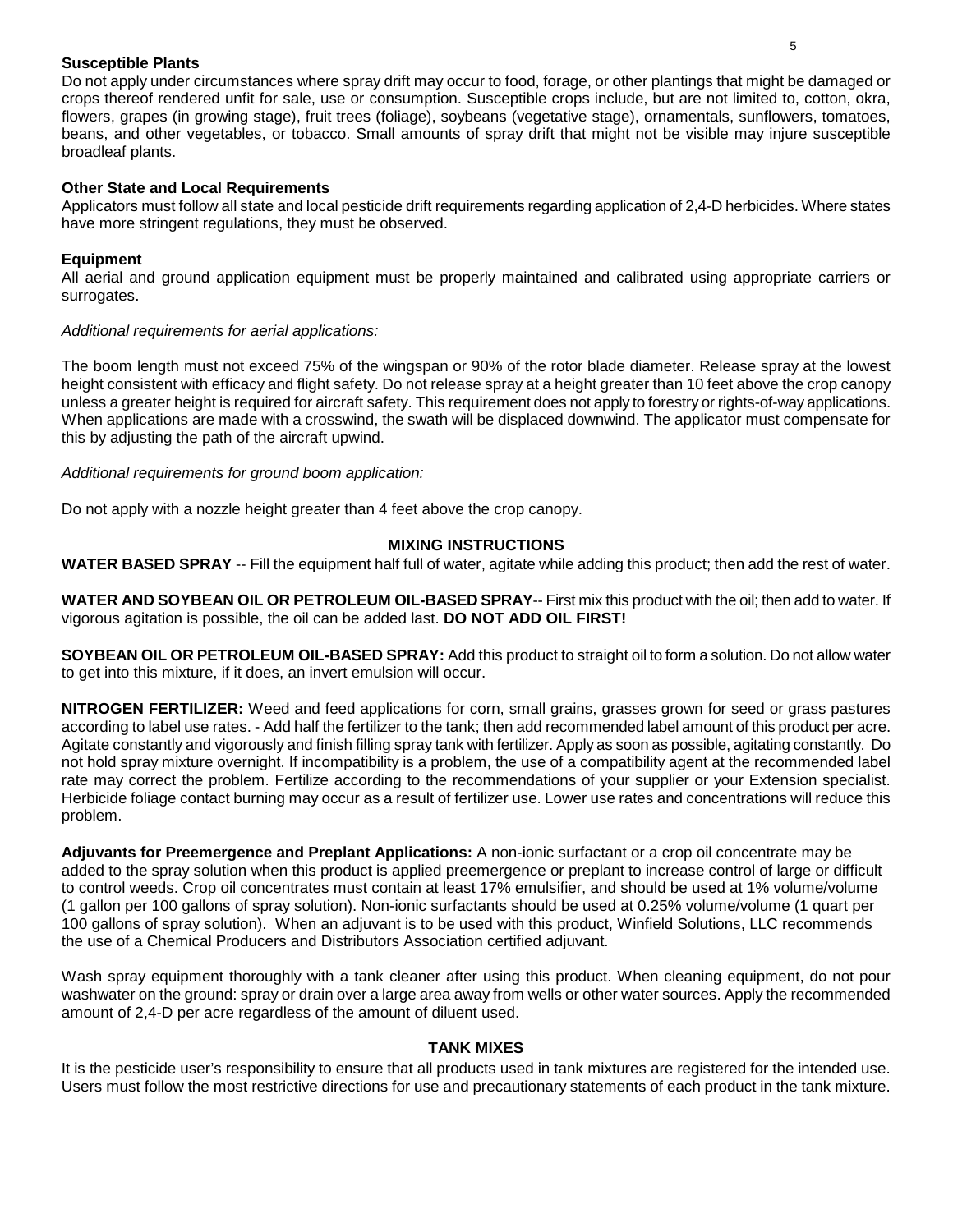### Susceptible Plants

Do not apply under circumstances where spray drift may occur to food, forage, or other plantings that might be damaged or crops thereof rendered unfit for sale, use or consumption. Susceptible crops include, but are not limited to, cotton, okra, flowers, grapes (in growing stage), fruit trees (foliage), soybeans (vegetative stage), ornamentals, sunflowers, tomatoes, beans, and other vegetables, or tobacco. Small amounts of spray drift that might not be visible may injure susceptible broadleaf plants.

### Other State and Local Requirements

Applicators must follow all state and local pesticide drift requirements regarding application of 2,4-D herbicides. Where states have more stringent regulations, they must be observed.

### Equipment

All aerial and ground application equipment must be properly maintained and calibrated using appropriate carriers or surrogates.

*Additional requirements for aerial applications:*

The boom length must not exceed 75% of the wingspan or 90% of the rotor blade diameter. Release spray at the lowest height consistent with efficacy and flight safety. Do not release spray at a height greater than 10 feet above the crop canopy unless a greater height is required for aircraft safety. This requirement does not apply to forestry or rights-of-way applications. When applications are made with a crosswind, the swath will be displaced downwind. The applicator must compensate for this by adjusting the path of the aircraft upwind.

*Additional requirements for ground boom application:*

Do not apply with a nozzle height greater than 4 feet above the crop canopy.

## MIXING INSTRUCTIONS

**WATER BASED SPRAY** -- Fill the equipment half full of water, agitate while adding this product; then add the rest of water.

**WATER AND SOYBEAN OIL OR PETROLEUM OIL-BASED SPRAY**-- First mix this product with the oil; then add to water. If vigorous agitation is possible, the oil can be added last. **DO NOT ADD OIL FIRST!**

**SOYBEAN OIL OR PETROLEUM OIL-BASED SPRAY:** Add this product to straight oil to form a solution. Do not allow water to get into this mixture, if it does, an invert emulsion will occur.

**NITROGEN FERTILIZER:** Weed and feed applications for corn, small grains, grasses grown for seed or grass pastures according to label use rates. - Add half the fertilizer to the tank; then add recommended label amount of this product per acre. Agitate constantly and vigorously and finish filling spray tank with fertilizer. Apply as soon as possible, agitating constantly. Do not hold spray mixture overnight. If incompatibility is a problem, the use of a compatibility agent at the recommended label rate may correct the problem. Fertilize according to the recommendations of your supplier or your Extension specialist. Herbicide foliage contact burning may occur as a result of fertilizer use. Lower use rates and concentrations will reduce this problem.

**Adjuvants for Preemergence and Preplant Applications:** A non-ionic surfactant or a crop oil concentrate may be added to the spray solution when this product is applied preemergence or preplant to increase control of large or difficult to control weeds. Crop oil concentrates must contain at least 17% emulsifier, and should be used at 1% volume/volume (1 gallon per 100 gallons of spray solution). Non-ionic surfactants should be used at 0.25% volume/volume (1 quart per 100 gallons of spray solution). When an adjuvant is to be used with this product, Winfield Solutions, LLC recommends the use of a Chemical Producers and Distributors Association certified adjuvant.

Wash spray equipment thoroughly with a tank cleaner after using this product. When cleaning equipment, do not pour washwater on the ground: spray or drain over a large area away from wells or other water sources. Apply the recommended amount of 2,4-D per acre regardless of the amount of diluent used.

## TANK MIXES

It is the pesticide user's responsibility to ensure that all products used in tank mixtures are registered for the intended use. Users must follow the most restrictive directions for use and precautionary statements of each product in the tank mixture.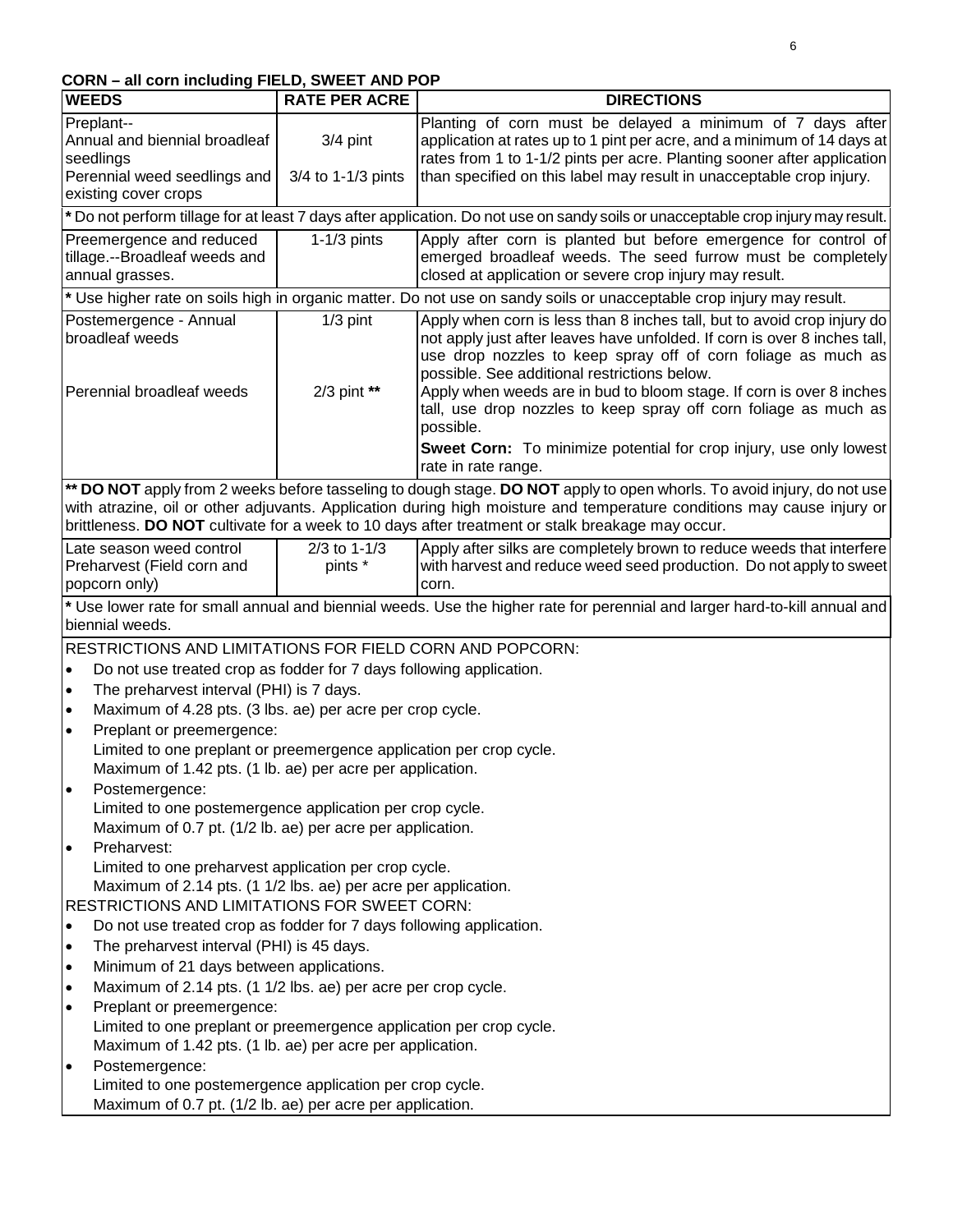**CORN – all corn including FIELD, SWEET AND POP**

| WEEDS | RATE PER ACRE | DIRECTIONS |
|---|---|---|
| Preplant--<br>Annual and biennial broadleaf seedlings<br>Perennial weed seedlings and existing cover crops | 3/4 pint<br><br>3/4 to 1-1/3 pints | Planting of corn must be delayed a minimum of 7 days after application at rates up to 1 pint per acre, and a minimum of 14 days at rates from 1 to 1-1/2 pints per acre. Planting sooner after application than specified on this label may result in unacceptable crop injury. |
| * Do not perform tillage for at least 7 days after application. Do not use on sandy soils or unacceptable crop injury may result. | | |
| Preemergence and reduced tillage.--Broadleaf weeds and annual grasses. | 1-1/3 pints | Apply after corn is planted but before emergence for control of emerged broadleaf weeds. The seed furrow must be completely closed at application or severe crop injury may result. |
| * Use higher rate on soils high in organic matter. Do not use on sandy soils or unacceptable crop injury may result. | | |
| Postemergence - Annual broadleaf weeds<br><br>Perennial broadleaf weeds | 1/3 pint<br><br>2/3 pint ** | Apply when corn is less than 8 inches tall, but to avoid crop injury do not apply just after leaves have unfolded. If corn is over 8 inches tall, use drop nozzles to keep spray off of corn foliage as much as possible. See additional restrictions below.<br>Apply when weeds are in bud to bloom stage. If corn is over 8 inches tall, use drop nozzles to keep spray off corn foliage as much as possible.<br>**Sweet Corn:** To minimize potential for crop injury, use only lowest rate in rate range. |
| ** **DO NOT** apply from 2 weeks before tasseling to dough stage. **DO NOT** apply to open whorls. To avoid injury, do not use with atrazine, oil or other adjuvants. Application during high moisture and temperature conditions may cause injury or brittleness. **DO NOT** cultivate for a week to 10 days after treatment or stalk breakage may occur. | | |
| Late season weed control Preharvest (Field corn and popcorn only) | 2/3 to 1-1/3 pints * | Apply after silks are completely brown to reduce weeds that interfere with harvest and reduce weed seed production. Do not apply to sweet corn. |
| * Use lower rate for small annual and biennial weeds. Use the higher rate for perennial and larger hard-to-kill annual and biennial weeds. | | |

RESTRICTIONS AND LIMITATIONS FOR FIELD CORN AND POPCORN:

- Do not use treated crop as fodder for 7 days following application.
- The preharvest interval (PHI) is 7 days.
- Maximum of 4.28 pts. (3 lbs. ae) per acre per crop cycle.
- Preplant or preemergence:
  Limited to one preplant or preemergence application per crop cycle.
  Maximum of 1.42 pts. (1 lb. ae) per acre per application.
- Postemergence:
  Limited to one postemergence application per crop cycle.
  Maximum of 0.7 pt. (1/2 lb. ae) per acre per application.
- Preharvest:
  Limited to one preharvest application per crop cycle.
  Maximum of 2.14 pts. (1 1/2 lbs. ae) per acre per application.

RESTRICTIONS AND LIMITATIONS FOR SWEET CORN:

- Do not use treated crop as fodder for 7 days following application.
- The preharvest interval (PHI) is 45 days.
- Minimum of 21 days between applications.
- Maximum of 2.14 pts. (1 1/2 lbs. ae) per acre per crop cycle.
- Preplant or preemergence:
  Limited to one preplant or preemergence application per crop cycle.
  Maximum of 1.42 pts. (1 lb. ae) per acre per application.
- Postemergence:
  Limited to one postemergence application per crop cycle.
  Maximum of 0.7 pt. (1/2 lb. ae) per acre per application.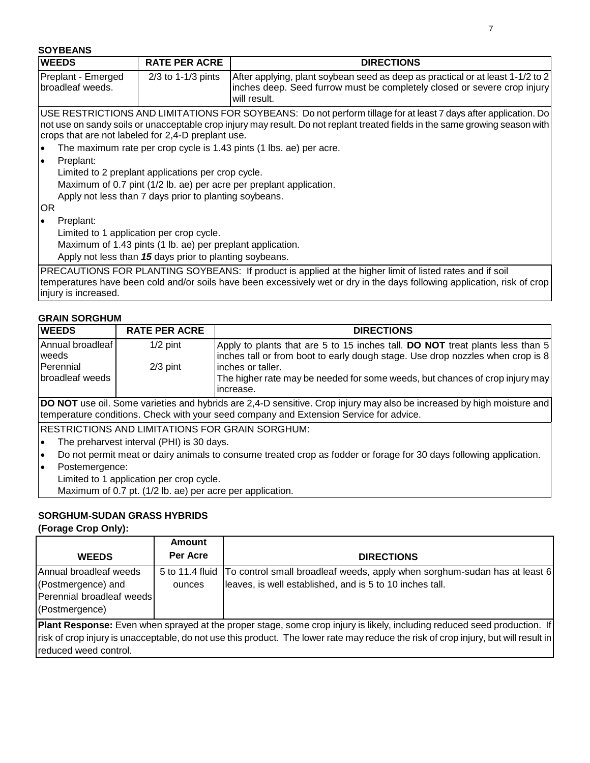## SOYBEANS

| WEEDS | RATE PER ACRE | DIRECTIONS |
|---|---|---|
| Preplant - Emerged broadleaf weeds. | 2/3 to 1-1/3 pints | After applying, plant soybean seed as deep as practical or at least 1-1/2 to 2 inches deep. Seed furrow must be completely closed or severe crop injury will result. |

USE RESTRICTIONS AND LIMITATIONS FOR SOYBEANS: Do not perform tillage for at least 7 days after application. Do not use on sandy soils or unacceptable crop injury may result. Do not replant treated fields in the same growing season with crops that are not labeled for 2,4-D preplant use.

- The maximum rate per crop cycle is 1.43 pints (1 lbs. ae) per acre.
- Preplant:
  Limited to 2 preplant applications per crop cycle.
  Maximum of 0.7 pint (1/2 lb. ae) per acre per preplant application.
  Apply not less than 7 days prior to planting soybeans.

OR

- Preplant:
  Limited to 1 application per crop cycle.
  Maximum of 1.43 pints (1 lb. ae) per preplant application.
  Apply not less than ***15*** days prior to planting soybeans.

PRECAUTIONS FOR PLANTING SOYBEANS: If product is applied at the higher limit of listed rates and if soil temperatures have been cold and/or soils have been excessively wet or dry in the days following application, risk of crop injury is increased.

## GRAIN SORGHUM

| WEEDS | RATE PER ACRE | DIRECTIONS |
|---|---|---|
| Annual broadleaf weeds | 1/2 pint | Apply to plants that are 5 to 15 inches tall. **DO NOT** treat plants less than 5 inches tall or from boot to early dough stage. Use drop nozzles when crop is 8 inches or taller. |
| Perennial broadleaf weeds | 2/3 pint | The higher rate may be needed for some weeds, but chances of crop injury may increase. |

**DO NOT** use oil. Some varieties and hybrids are 2,4-D sensitive. Crop injury may also be increased by high moisture and temperature conditions. Check with your seed company and Extension Service for advice.

RESTRICTIONS AND LIMITATIONS FOR GRAIN SORGHUM:

- The preharvest interval (PHI) is 30 days.
- Do not permit meat or dairy animals to consume treated crop as fodder or forage for 30 days following application.
- Postemergence:
  Limited to 1 application per crop cycle.
  Maximum of 0.7 pt. (1/2 lb. ae) per acre per application.

## SORGHUM-SUDAN GRASS HYBRIDS
**(Forage Crop Only):**

| WEEDS | Amount Per Acre | DIRECTIONS |
|---|---|---|
| Annual broadleaf weeds (Postmergence) and Perennial broadleaf weeds (Postmergence) | 5 to 11.4 fluid ounces | To control small broadleaf weeds, apply when sorghum-sudan has at least 6 leaves, is well established, and is 5 to 10 inches tall. |

**Plant Response:** Even when sprayed at the proper stage, some crop injury is likely, including reduced seed production. If risk of crop injury is unacceptable, do not use this product. The lower rate may reduce the risk of crop injury, but will result in reduced weed control.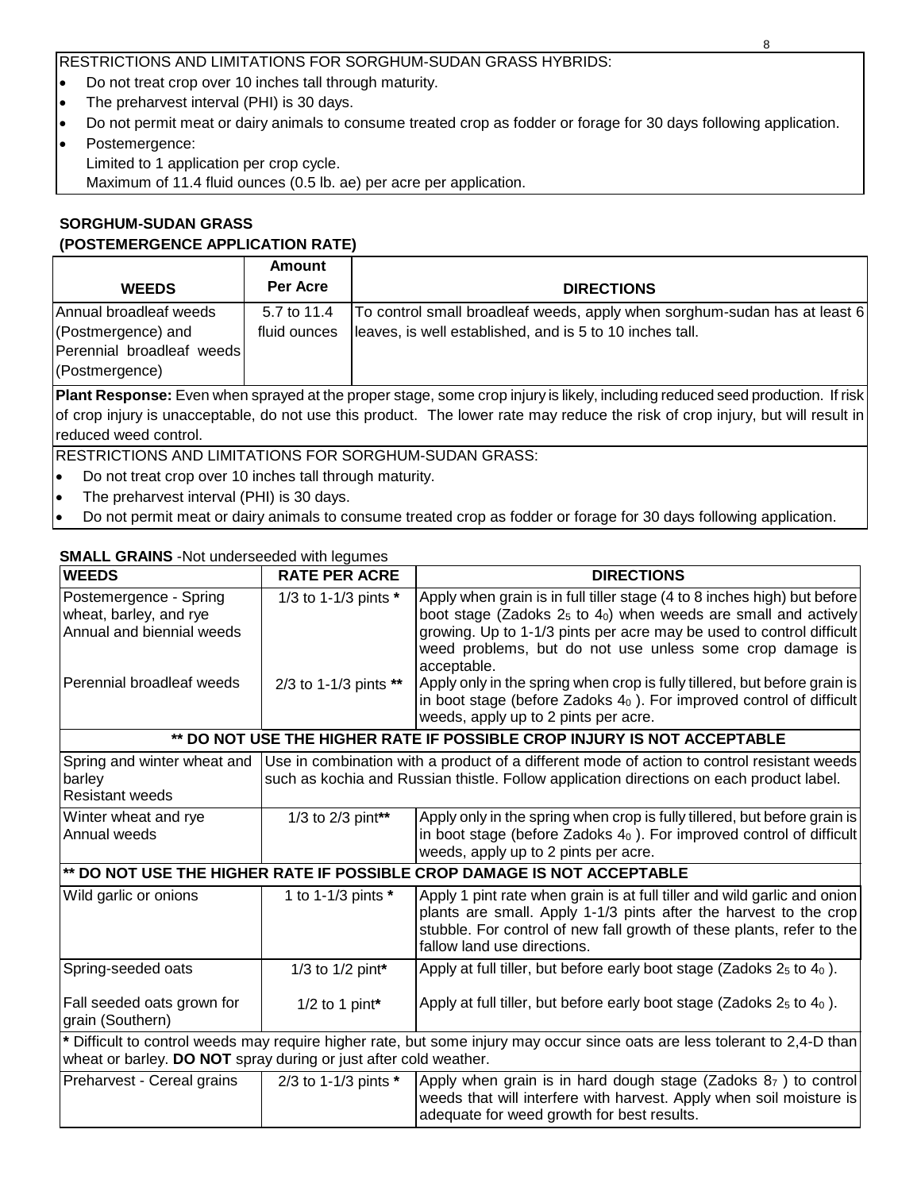RESTRICTIONS AND LIMITATIONS FOR SORGHUM-SUDAN GRASS HYBRIDS:

- Do not treat crop over 10 inches tall through maturity.
- The preharvest interval (PHI) is 30 days.
- Do not permit meat or dairy animals to consume treated crop as fodder or forage for 30 days following application.
- Postemergence:
  Limited to 1 application per crop cycle.
  Maximum of 11.4 fluid ounces (0.5 lb. ae) per acre per application.

## SORGHUM-SUDAN GRASS
## (POSTEMERGENCE APPLICATION RATE)

| WEEDS | Amount Per Acre | DIRECTIONS |
|---|---|---|
| Annual broadleaf weeds (Postmergence) and Perennial broadleaf weeds (Postmergence) | 5.7 to 11.4 fluid ounces | To control small broadleaf weeds, apply when sorghum-sudan has at least 6 leaves, is well established, and is 5 to 10 inches tall. |

**Plant Response:** Even when sprayed at the proper stage, some crop injury is likely, including reduced seed production. If risk of crop injury is unacceptable, do not use this product. The lower rate may reduce the risk of crop injury, but will result in reduced weed control.

RESTRICTIONS AND LIMITATIONS FOR SORGHUM-SUDAN GRASS:

- Do not treat crop over 10 inches tall through maturity.
- The preharvest interval (PHI) is 30 days.
- Do not permit meat or dairy animals to consume treated crop as fodder or forage for 30 days following application.

**SMALL GRAINS** -Not underseeded with legumes

| WEEDS | RATE PER ACRE | DIRECTIONS |
|---|---|---|
| Postemergence - Spring wheat, barley, and rye Annual and biennial weeds | 1/3 to 1-1/3 pints * | Apply when grain is in full tiller stage (4 to 8 inches high) but before boot stage (Zadoks $2_5$ to $4_0$) when weeds are small and actively growing. Up to 1-1/3 pints per acre may be used to control difficult weed problems, but do not use unless some crop damage is acceptable. |
| Perennial broadleaf weeds | 2/3 to 1-1/3 pints ** | Apply only in the spring when crop is fully tillered, but before grain is in boot stage (before Zadoks $4_0$ ). For improved control of difficult weeds, apply up to 2 pints per acre. |
| ** DO NOT USE THE HIGHER RATE IF POSSIBLE CROP INJURY IS NOT ACCEPTABLE | | |
| Spring and winter wheat and barley Resistant weeds | Use in combination with a product of a different mode of action to control resistant weeds such as kochia and Russian thistle. Follow application directions on each product label. | |
| Winter wheat and rye Annual weeds | 1/3 to 2/3 pint** | Apply only in the spring when crop is fully tillered, but before grain is in boot stage (before Zadoks $4_0$ ). For improved control of difficult weeds, apply up to 2 pints per acre. |
| ** DO NOT USE THE HIGHER RATE IF POSSIBLE CROP DAMAGE IS NOT ACCEPTABLE | | |
| Wild garlic or onions | 1 to 1-1/3 pints * | Apply 1 pint rate when grain is at full tiller and wild garlic and onion plants are small. Apply 1-1/3 pints after the harvest to the crop stubble. For control of new fall growth of these plants, refer to the fallow land use directions. |
| Spring-seeded oats | 1/3 to 1/2 pint* | Apply at full tiller, but before early boot stage (Zadoks $2_5$ to $4_0$ ). |
| Fall seeded oats grown for grain (Southern) | 1/2 to 1 pint* | Apply at full tiller, but before early boot stage (Zadoks $2_5$ to $4_0$ ). |
| * Difficult to control weeds may require higher rate, but some injury may occur since oats are less tolerant to 2,4-D than wheat or barley. **DO NOT** spray during or just after cold weather. | | |
| Preharvest - Cereal grains | 2/3 to 1-1/3 pints * | Apply when grain is in hard dough stage (Zadoks $8_7$ ) to control weeds that will interfere with harvest. Apply when soil moisture is adequate for weed growth for best results. |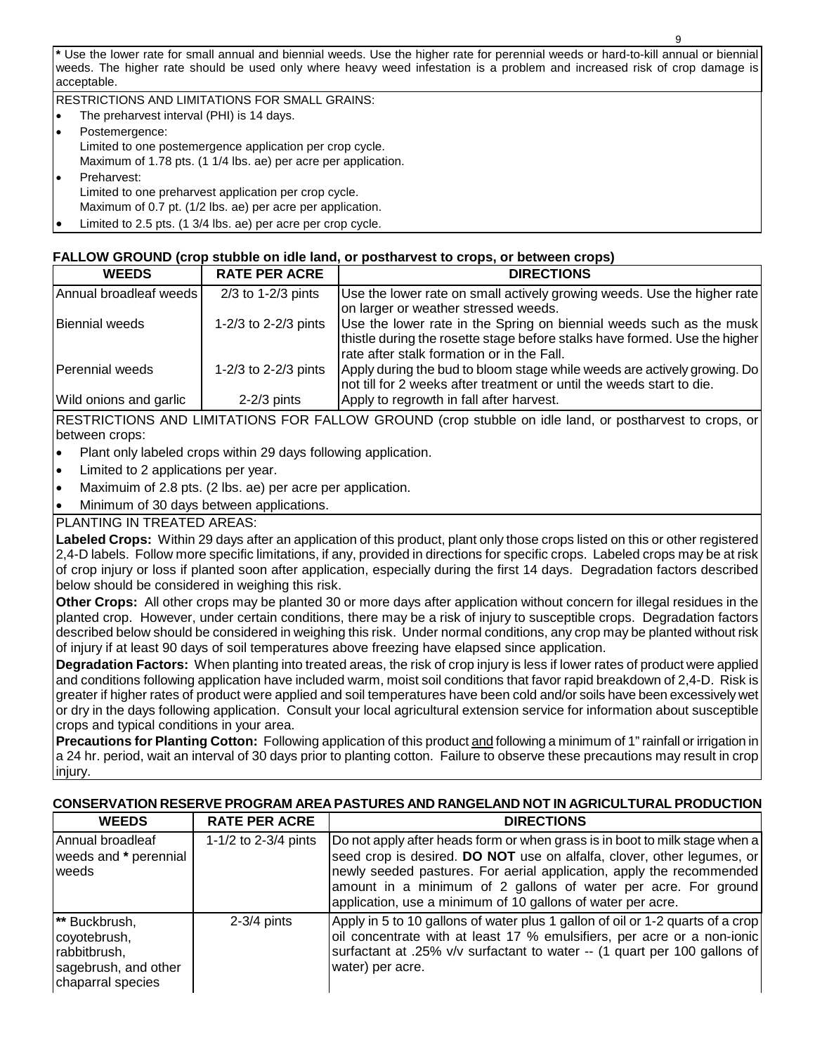* Use the lower rate for small annual and biennial weeds. Use the higher rate for perennial weeds or hard-to-kill annual or biennial weeds. The higher rate should be used only where heavy weed infestation is a problem and increased risk of crop damage is acceptable.

RESTRICTIONS AND LIMITATIONS FOR SMALL GRAINS:

- The preharvest interval (PHI) is 14 days.
- Postemergence:
  Limited to one postemergence application per crop cycle.
  Maximum of 1.78 pts. (1 1/4 lbs. ae) per acre per application.
- Preharvest:
  Limited to one preharvest application per crop cycle.
  Maximum of 0.7 pt. (1/2 lbs. ae) per acre per application.
- Limited to 2.5 pts. (1 3/4 lbs. ae) per acre per crop cycle.

## FALLOW GROUND (crop stubble on idle land, or postharvest to crops, or between crops)

| WEEDS | RATE PER ACRE | DIRECTIONS |
|---|---|---|
| Annual broadleaf weeds | 2/3 to 1-2/3 pints | Use the lower rate on small actively growing weeds. Use the higher rate on larger or weather stressed weeds. |
| Biennial weeds | 1-2/3 to 2-2/3 pints | Use the lower rate in the Spring on biennial weeds such as the musk thistle during the rosette stage before stalks have formed. Use the higher rate after stalk formation or in the Fall. |
| Perennial weeds | 1-2/3 to 2-2/3 pints | Apply during the bud to bloom stage while weeds are actively growing. Do not till for 2 weeks after treatment or until the weeds start to die. |
| Wild onions and garlic | 2-2/3 pints | Apply to regrowth in fall after harvest. |

RESTRICTIONS AND LIMITATIONS FOR FALLOW GROUND (crop stubble on idle land, or postharvest to crops, or between crops:

- Plant only labeled crops within 29 days following application.
- Limited to 2 applications per year.
- Maximuim of 2.8 pts. (2 lbs. ae) per acre per application.
- Minimum of 30 days between applications.

PLANTING IN TREATED AREAS:

**Labeled Crops:** Within 29 days after an application of this product, plant only those crops listed on this or other registered 2,4-D labels. Follow more specific limitations, if any, provided in directions for specific crops. Labeled crops may be at risk of crop injury or loss if planted soon after application, especially during the first 14 days. Degradation factors described below should be considered in weighing this risk.

**Other Crops:** All other crops may be planted 30 or more days after application without concern for illegal residues in the planted crop. However, under certain conditions, there may be a risk of injury to susceptible crops. Degradation factors described below should be considered in weighing this risk. Under normal conditions, any crop may be planted without risk of injury if at least 90 days of soil temperatures above freezing have elapsed since application.

**Degradation Factors:** When planting into treated areas, the risk of crop injury is less if lower rates of product were applied and conditions following application have included warm, moist soil conditions that favor rapid breakdown of 2,4-D. Risk is greater if higher rates of product were applied and soil temperatures have been cold and/or soils have been excessively wet or dry in the days following application. Consult your local agricultural extension service for information about susceptible crops and typical conditions in your area.

**Precautions for Planting Cotton:** Following application of this product and following a minimum of 1" rainfall or irrigation in a 24 hr. period, wait an interval of 30 days prior to planting cotton. Failure to observe these precautions may result in crop injury.

## CONSERVATION RESERVE PROGRAM AREA PASTURES AND RANGELAND NOT IN AGRICULTURAL PRODUCTION

| WEEDS | RATE PER ACRE | DIRECTIONS |
|---|---|---|
| Annual broadleaf weeds and * perennial weeds | 1-1/2 to 2-3/4 pints | Do not apply after heads form or when grass is in boot to milk stage when a seed crop is desired. **DO NOT** use on alfalfa, clover, other legumes, or newly seeded pastures. For aerial application, apply the recommended amount in a minimum of 2 gallons of water per acre. For ground application, use a minimum of 10 gallons of water per acre. |
| ** Buckbrush, coyotebrush, rabbitbrush, sagebrush, and other chaparral species | 2-3/4 pints | Apply in 5 to 10 gallons of water plus 1 gallon of oil or 1-2 quarts of a crop oil concentrate with at least 17 % emulsifiers, per acre or a non-ionic surfactant at .25% v/v surfactant to water -- (1 quart per 100 gallons of water) per acre. |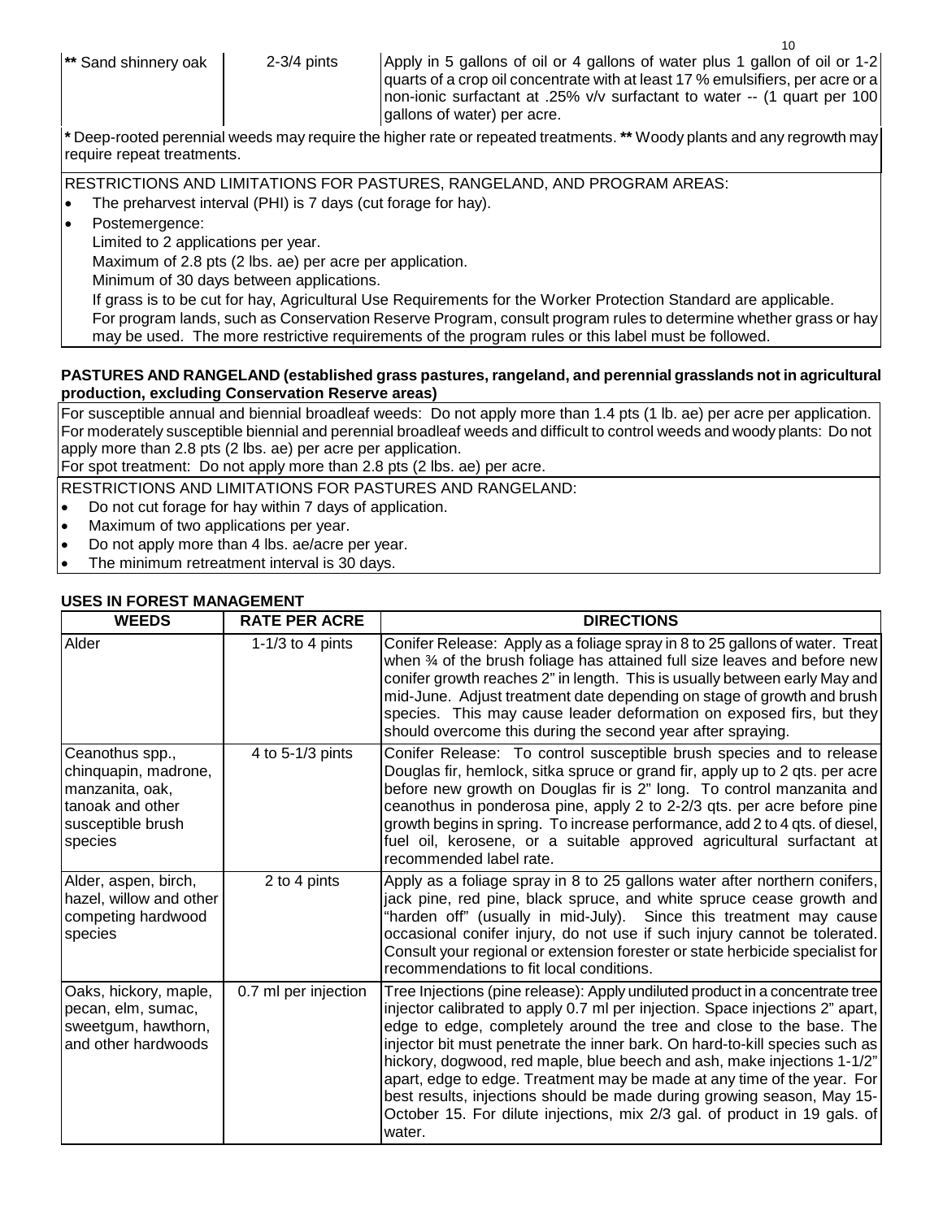| | | |
|---|---|---|
| ** Sand shinnery oak | 2-3/4 pints | Apply in 5 gallons of oil or 4 gallons of water plus 1 gallon of oil or 1-2 quarts of a crop oil concentrate with at least 17 % emulsifiers, per acre or a non-ionic surfactant at .25% v/v surfactant to water -- (1 quart per 100 gallons of water) per acre. |

* Deep-rooted perennial weeds may require the higher rate or repeated treatments. ** Woody plants and any regrowth may require repeat treatments.

RESTRICTIONS AND LIMITATIONS FOR PASTURES, RANGELAND, AND PROGRAM AREAS:

- The preharvest interval (PHI) is 7 days (cut forage for hay).
- Postemergence:
  Limited to 2 applications per year.
  Maximum of 2.8 pts (2 lbs. ae) per acre per application.
  Minimum of 30 days between applications.
  If grass is to be cut for hay, Agricultural Use Requirements for the Worker Protection Standard are applicable.
  For program lands, such as Conservation Reserve Program, consult program rules to determine whether grass or hay may be used. The more restrictive requirements of the program rules or this label must be followed.

**PASTURES AND RANGELAND (established grass pastures, rangeland, and perennial grasslands not in agricultural production, excluding Conservation Reserve areas)**

For susceptible annual and biennial broadleaf weeds: Do not apply more than 1.4 pts (1 lb. ae) per acre per application. For moderately susceptible biennial and perennial broadleaf weeds and difficult to control weeds and woody plants: Do not apply more than 2.8 pts (2 lbs. ae) per acre per application.
For spot treatment: Do not apply more than 2.8 pts (2 lbs. ae) per acre.

RESTRICTIONS AND LIMITATIONS FOR PASTURES AND RANGELAND:

- Do not cut forage for hay within 7 days of application.
- Maximum of two applications per year.
- Do not apply more than 4 lbs. ae/acre per year.
- The minimum retreatment interval is 30 days.

**USES IN FOREST MANAGEMENT**

| WEEDS | RATE PER ACRE | DIRECTIONS |
|---|---|---|
| Alder | 1-1/3 to 4 pints | Conifer Release: Apply as a foliage spray in 8 to 25 gallons of water. Treat when ¾ of the brush foliage has attained full size leaves and before new conifer growth reaches 2" in length. This is usually between early May and mid-June. Adjust treatment date depending on stage of growth and brush species. This may cause leader deformation on exposed firs, but they should overcome this during the second year after spraying. |
| Ceanothus spp., chinquapin, madrone, manzanita, oak, tanoak and other susceptible brush species | 4 to 5-1/3 pints | Conifer Release: To control susceptible brush species and to release Douglas fir, hemlock, sitka spruce or grand fir, apply up to 2 qts. per acre before new growth on Douglas fir is 2" long. To control manzanita and ceanothus in ponderosa pine, apply 2 to 2-2/3 qts. per acre before pine growth begins in spring. To increase performance, add 2 to 4 qts. of diesel, fuel oil, kerosene, or a suitable approved agricultural surfactant at recommended label rate. |
| Alder, aspen, birch, hazel, willow and other competing hardwood species | 2 to 4 pints | Apply as a foliage spray in 8 to 25 gallons water after northern conifers, jack pine, red pine, black spruce, and white spruce cease growth and "harden off" (usually in mid-July). Since this treatment may cause occasional conifer injury, do not use if such injury cannot be tolerated. Consult your regional or extension forester or state herbicide specialist for recommendations to fit local conditions. |
| Oaks, hickory, maple, pecan, elm, sumac, sweetgum, hawthorn, and other hardwoods | 0.7 ml per injection | Tree Injections (pine release): Apply undiluted product in a concentrate tree injector calibrated to apply 0.7 ml per injection. Space injections 2" apart, edge to edge, completely around the tree and close to the base. The injector bit must penetrate the inner bark. On hard-to-kill species such as hickory, dogwood, red maple, blue beech and ash, make injections 1-1/2" apart, edge to edge. Treatment may be made at any time of the year. For best results, injections should be made during growing season, May 15-October 15. For dilute injections, mix 2/3 gal. of product in 19 gals. of water. |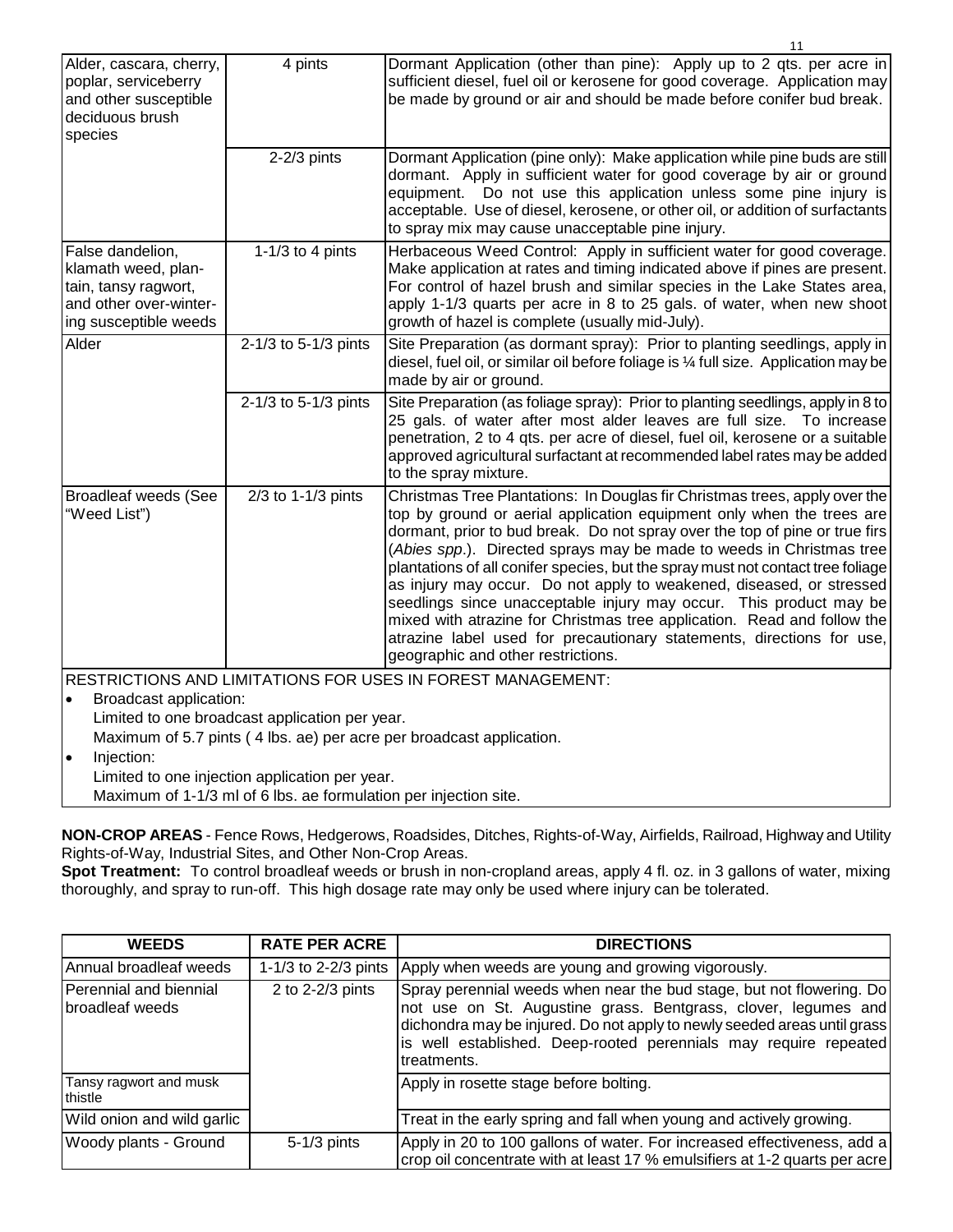| | | |
|---|---|---|
| Alder, cascara, cherry, poplar, serviceberry and other susceptible deciduous brush species | 4 pints | Dormant Application (other than pine): Apply up to 2 qts. per acre in sufficient diesel, fuel oil or kerosene for good coverage. Application may be made by ground or air and should be made before conifer bud break. |
| | 2-2/3 pints | Dormant Application (pine only): Make application while pine buds are still dormant. Apply in sufficient water for good coverage by air or ground equipment. Do not use this application unless some pine injury is acceptable. Use of diesel, kerosene, or other oil, or addition of surfactants to spray mix may cause unacceptable pine injury. |
| False dandelion, klamath weed, plantain, tansy ragwort, and other over-wintering susceptible weeds | 1-1/3 to 4 pints | Herbaceous Weed Control: Apply in sufficient water for good coverage. Make application at rates and timing indicated above if pines are present. For control of hazel brush and similar species in the Lake States area, apply 1-1/3 quarts per acre in 8 to 25 gals. of water, when new shoot growth of hazel is complete (usually mid-July). |
| Alder | 2-1/3 to 5-1/3 pints | Site Preparation (as dormant spray): Prior to planting seedlings, apply in diesel, fuel oil, or similar oil before foliage is ¼ full size. Application may be made by air or ground. |
| | 2-1/3 to 5-1/3 pints | Site Preparation (as foliage spray): Prior to planting seedlings, apply in 8 to 25 gals. of water after most alder leaves are full size. To increase penetration, 2 to 4 qts. per acre of diesel, fuel oil, kerosene or a suitable approved agricultural surfactant at recommended label rates may be added to the spray mixture. |
| Broadleaf weeds (See "Weed List") | 2/3 to 1-1/3 pints | Christmas Tree Plantations: In Douglas fir Christmas trees, apply over the top by ground or aerial application equipment only when the trees are dormant, prior to bud break. Do not spray over the top of pine or true firs (*Abies spp*.). Directed sprays may be made to weeds in Christmas tree plantations of all conifer species, but the spray must not contact tree foliage as injury may occur. Do not apply to weakened, diseased, or stressed seedlings since unacceptable injury may occur. This product may be mixed with atrazine for Christmas tree application. Read and follow the atrazine label used for precautionary statements, directions for use, geographic and other restrictions. |

RESTRICTIONS AND LIMITATIONS FOR USES IN FOREST MANAGEMENT:

- Broadcast application:
  Limited to one broadcast application per year.
  Maximum of 5.7 pints ( 4 lbs. ae) per acre per broadcast application.
- Injection:
  Limited to one injection application per year.
  Maximum of 1-1/3 ml of 6 lbs. ae formulation per injection site.

**NON-CROP AREAS** - Fence Rows, Hedgerows, Roadsides, Ditches, Rights-of-Way, Airfields, Railroad, Highway and Utility Rights-of-Way, Industrial Sites, and Other Non-Crop Areas.

**Spot Treatment:** To control broadleaf weeds or brush in non-cropland areas, apply 4 fl. oz. in 3 gallons of water, mixing thoroughly, and spray to run-off. This high dosage rate may only be used where injury can be tolerated.

| WEEDS | RATE PER ACRE | DIRECTIONS |
|---|---|---|
| Annual broadleaf weeds | 1-1/3 to 2-2/3 pints | Apply when weeds are young and growing vigorously. |
| Perennial and biennial broadleaf weeds | 2 to 2-2/3 pints | Spray perennial weeds when near the bud stage, but not flowering. Do not use on St. Augustine grass. Bentgrass, clover, legumes and dichondra may be injured. Do not apply to newly seeded areas until grass is well established. Deep-rooted perennials may require repeated treatments. |
| Tansy ragwort and musk thistle | | Apply in rosette stage before bolting. |
| Wild onion and wild garlic | | Treat in the early spring and fall when young and actively growing. |
| Woody plants - Ground | 5-1/3 pints | Apply in 20 to 100 gallons of water. For increased effectiveness, add a crop oil concentrate with at least 17 % emulsifiers at 1-2 quarts per acre |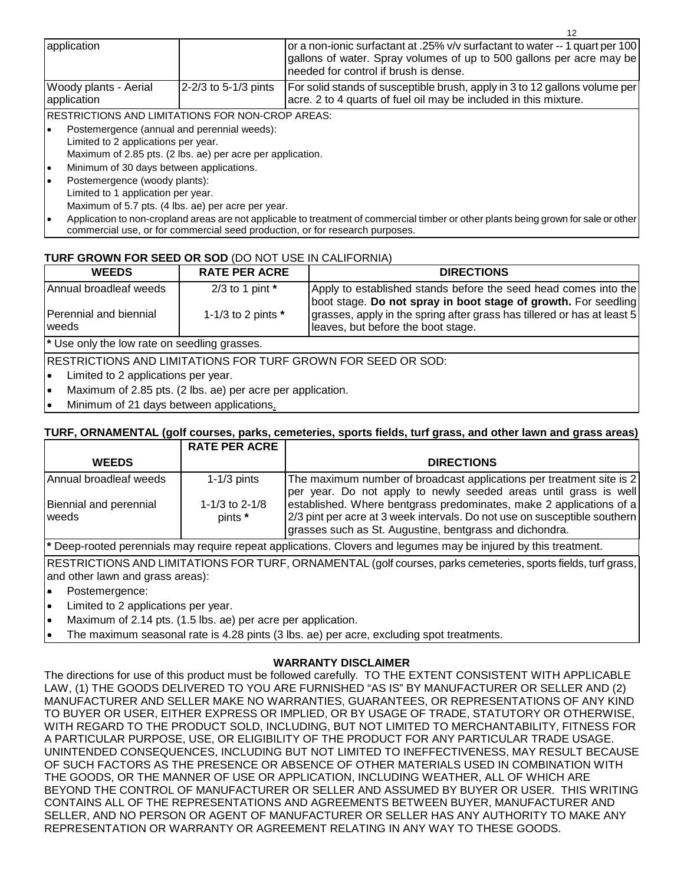| | | |
|---|---|---|
| application | | or a non-ionic surfactant at .25% v/v surfactant to water -- 1 quart per 100 gallons of water. Spray volumes of up to 500 gallons per acre may be needed for control if brush is dense. |
| Woody plants - Aerial application | 2-2/3 to 5-1/3 pints | For solid stands of susceptible brush, apply in 3 to 12 gallons volume per acre. 2 to 4 quarts of fuel oil may be included in this mixture. |

RESTRICTIONS AND LIMITATIONS FOR NON-CROP AREAS:

- Postemergence (annual and perennial weeds):
  Limited to 2 applications per year.
  Maximum of 2.85 pts. (2 lbs. ae) per acre per application.
- Minimum of 30 days between applications.
- Postemergence (woody plants):
  Limited to 1 application per year.
  Maximum of 5.7 pts. (4 lbs. ae) per acre per year.
- Application to non-cropland areas are not applicable to treatment of commercial timber or other plants being grown for sale or other commercial use, or for commercial seed production, or for research purposes.

**TURF GROWN FOR SEED OR SOD** (DO NOT USE IN CALIFORNIA)

| WEEDS | RATE PER ACRE | DIRECTIONS |
|---|---|---|
| Annual broadleaf weeds | 2/3 to 1 pint * | Apply to established stands before the seed head comes into the boot stage. **Do not spray in boot stage of growth.** For seedling grasses, apply in the spring after grass has tillered or has at least 5 leaves, but before the boot stage. |
| Perennial and biennial weeds | 1-1/3 to 2 pints * | |

**\*** Use only the low rate on seedling grasses.

RESTRICTIONS AND LIMITATIONS FOR TURF GROWN FOR SEED OR SOD:

- Limited to 2 applications per year.
- Maximum of 2.85 pts. (2 lbs. ae) per acre per application.
- Minimum of 21 days between applications.

**TURF, ORNAMENTAL (golf courses, parks, cemeteries, sports fields, turf grass, and other lawn and grass areas)**

| WEEDS | RATE PER ACRE | DIRECTIONS |
|---|---|---|
| Annual broadleaf weeds | 1-1/3 pints | The maximum number of broadcast applications per treatment site is 2 per year. Do not apply to newly seeded areas until grass is well established. Where bentgrass predominates, make 2 applications of a 2/3 pint per acre at 3 week intervals. Do not use on susceptible southern grasses such as St. Augustine, bentgrass and dichondra. |
| Biennial and perennial weeds | 1-1/3 to 2-1/8 pints * | |

**\*** Deep-rooted perennials may require repeat applications. Clovers and legumes may be injured by this treatment.

RESTRICTIONS AND LIMITATIONS FOR TURF, ORNAMENTAL (golf courses, parks cemeteries, sports fields, turf grass, and other lawn and grass areas):

- Postemergence:
- Limited to 2 applications per year.
- Maximum of 2.14 pts. (1.5 lbs. ae) per acre per application.
- The maximum seasonal rate is 4.28 pints (3 lbs. ae) per acre, excluding spot treatments.

**WARRANTY DISCLAIMER**

The directions for use of this product must be followed carefully. TO THE EXTENT CONSISTENT WITH APPLICABLE LAW, (1) THE GOODS DELIVERED TO YOU ARE FURNISHED "AS IS" BY MANUFACTURER OR SELLER AND (2) MANUFACTURER AND SELLER MAKE NO WARRANTIES, GUARANTEES, OR REPRESENTATIONS OF ANY KIND TO BUYER OR USER, EITHER EXPRESS OR IMPLIED, OR BY USAGE OF TRADE, STATUTORY OR OTHERWISE, WITH REGARD TO THE PRODUCT SOLD, INCLUDING, BUT NOT LIMITED TO MERCHANTABILITY, FITNESS FOR A PARTICULAR PURPOSE, USE, OR ELIGIBILITY OF THE PRODUCT FOR ANY PARTICULAR TRADE USAGE. UNINTENDED CONSEQUENCES, INCLUDING BUT NOT LIMITED TO INEFFECTIVENESS, MAY RESULT BECAUSE OF SUCH FACTORS AS THE PRESENCE OR ABSENCE OF OTHER MATERIALS USED IN COMBINATION WITH THE GOODS, OR THE MANNER OF USE OR APPLICATION, INCLUDING WEATHER, ALL OF WHICH ARE BEYOND THE CONTROL OF MANUFACTURER OR SELLER AND ASSUMED BY BUYER OR USER. THIS WRITING CONTAINS ALL OF THE REPRESENTATIONS AND AGREEMENTS BETWEEN BUYER, MANUFACTURER AND SELLER, AND NO PERSON OR AGENT OF MANUFACTURER OR SELLER HAS ANY AUTHORITY TO MAKE ANY REPRESENTATION OR WARRANTY OR AGREEMENT RELATING IN ANY WAY TO THESE GOODS.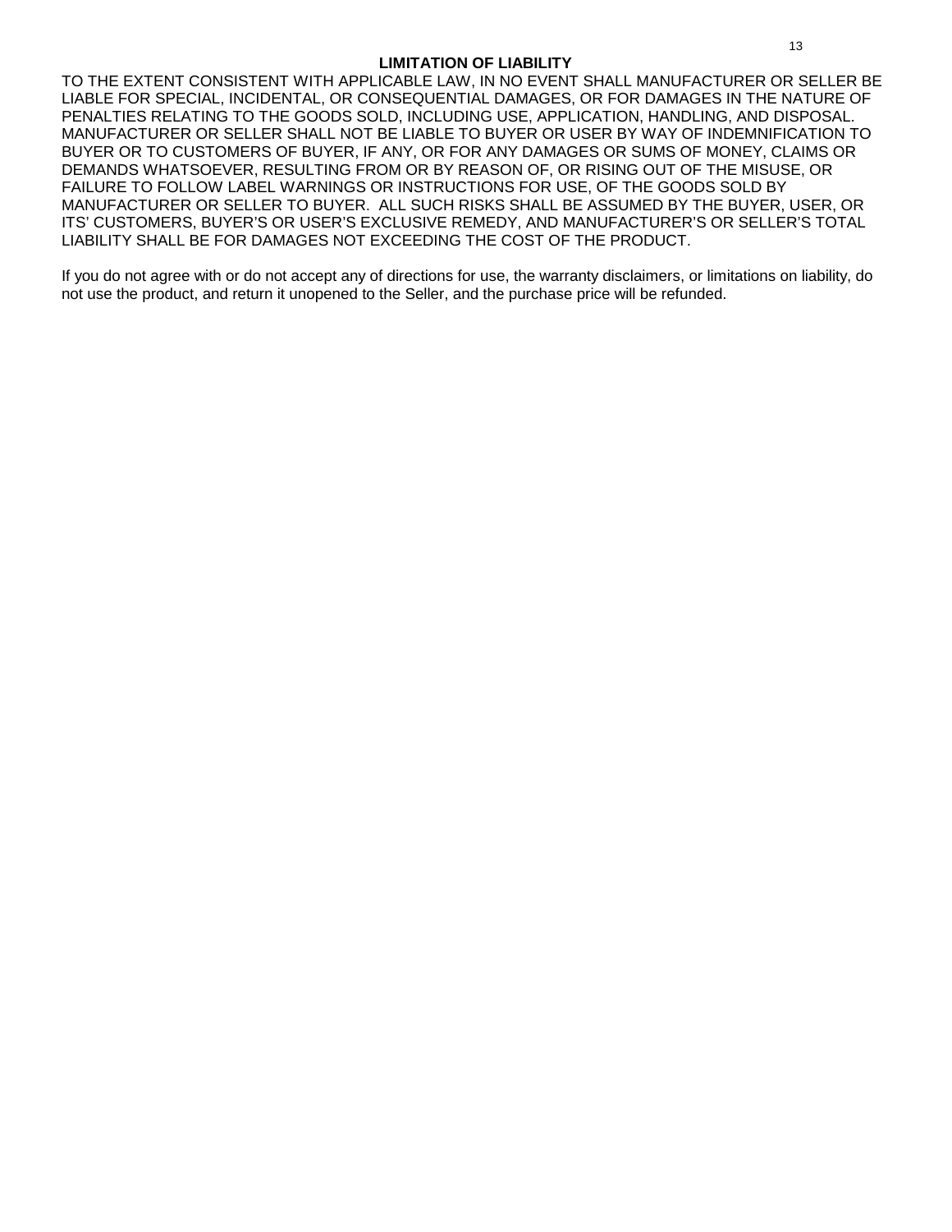## LIMITATION OF LIABILITY

TO THE EXTENT CONSISTENT WITH APPLICABLE LAW, IN NO EVENT SHALL MANUFACTURER OR SELLER BE LIABLE FOR SPECIAL, INCIDENTAL, OR CONSEQUENTIAL DAMAGES, OR FOR DAMAGES IN THE NATURE OF PENALTIES RELATING TO THE GOODS SOLD, INCLUDING USE, APPLICATION, HANDLING, AND DISPOSAL. MANUFACTURER OR SELLER SHALL NOT BE LIABLE TO BUYER OR USER BY WAY OF INDEMNIFICATION TO BUYER OR TO CUSTOMERS OF BUYER, IF ANY, OR FOR ANY DAMAGES OR SUMS OF MONEY, CLAIMS OR DEMANDS WHATSOEVER, RESULTING FROM OR BY REASON OF, OR RISING OUT OF THE MISUSE, OR FAILURE TO FOLLOW LABEL WARNINGS OR INSTRUCTIONS FOR USE, OF THE GOODS SOLD BY MANUFACTURER OR SELLER TO BUYER. ALL SUCH RISKS SHALL BE ASSUMED BY THE BUYER, USER, OR ITS' CUSTOMERS, BUYER'S OR USER'S EXCLUSIVE REMEDY, AND MANUFACTURER'S OR SELLER'S TOTAL LIABILITY SHALL BE FOR DAMAGES NOT EXCEEDING THE COST OF THE PRODUCT.

If you do not agree with or do not accept any of directions for use, the warranty disclaimers, or limitations on liability, do not use the product, and return it unopened to the Seller, and the purchase price will be refunded.